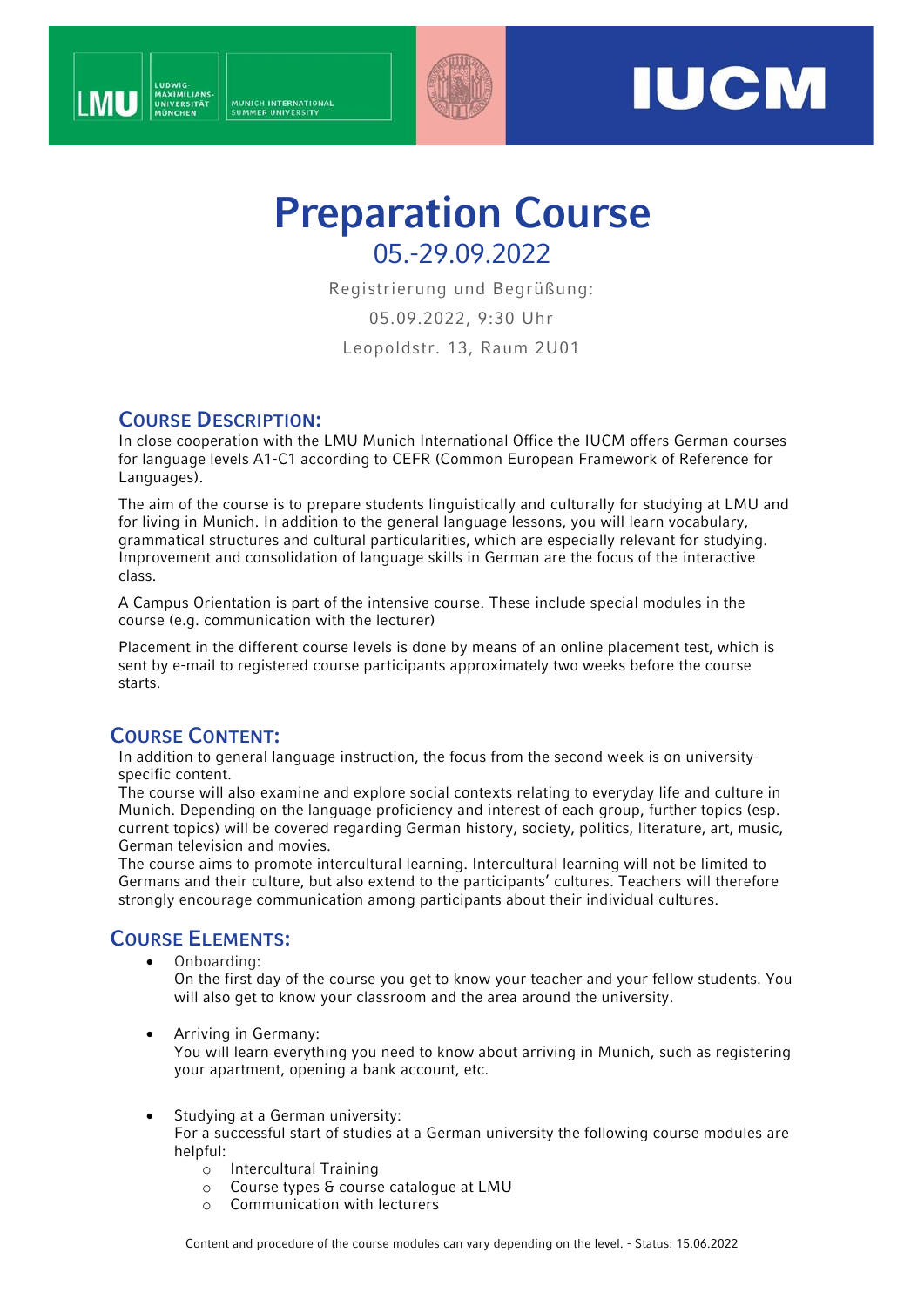# Preparation Course

## 05.-29.09.2022

Registrierung und Begrüßung:

05.09.2022, 9:30 Uhr

Leopoldstr. 13, Raum 2U01

## Course Description:

In close cooperation with the LMU Munich International Office the IUCM offers German courses for language levels A1-C1 according to CEFR (Common European Framework of Reference for Languages).

The aim of the course is to prepare students linguistically and culturally for studying at LMU and for living in Munich. In addition to the general language lessons, you will learn vocabulary, grammatical structures and cultural particularities, which are especially relevant for studying. Improvement and consolidation of language skills in German are the focus of the interactive class.

A Campus Orientation is part of the intensive course. These include special modules in the course (e.g. communication with the lecturer)

Placement in the different course levels is done by means of an online placement test, which is sent by e-mail to registered course participants approximately two weeks before the course starts.

## Course Content:

In addition to general language instruction, the focus from the second week is on university-specific content.
The course will also examine and explore social contexts relating to everyday life and culture in Munich. Depending on the language proficiency and interest of each group, further topics (esp. current topics) will be covered regarding German history, society, politics, literature, art, music, German television and movies.
The course aims to promote intercultural learning. Intercultural learning will not be limited to Germans and their culture, but also extend to the participants' cultures. Teachers will therefore strongly encourage communication among participants about their individual cultures.

## Course Elements:

- Onboarding:
  On the first day of the course you get to know your teacher and your fellow students. You will also get to know your classroom and the area around the university.

- Arriving in Germany:
  You will learn everything you need to know about arriving in Munich, such as registering your apartment, opening a bank account, etc.

- Studying at a German university:
  For a successful start of studies at a German university the following course modules are helpful:
  - Intercultural Training
  - Course types & course catalogue at LMU
  - Communication with lecturers

Content and procedure of the course modules can vary depending on the level. - Status: 15.06.2022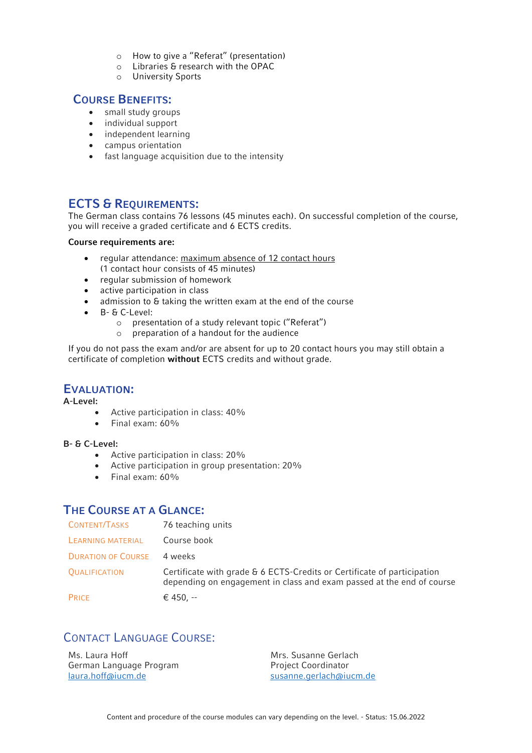- How to give a "Referat" (presentation)
- Libraries & research with the OPAC
- University Sports

## Course Benefits:

- small study groups
- individual support
- independent learning
- campus orientation
- fast language acquisition due to the intensity

## ECTS & Requirements:

The German class contains 76 lessons (45 minutes each). On successful completion of the course, you will receive a graded certificate and 6 ECTS credits.

**Course requirements are:**

- regular attendance: maximum absence of 12 contact hours
  (1 contact hour consists of 45 minutes)
- regular submission of homework
- active participation in class
- admission to & taking the written exam at the end of the course
- B- & C-Level:
  - presentation of a study relevant topic ("Referat")
  - preparation of a handout for the audience

If you do not pass the exam and/or are absent for up to 20 contact hours you may still obtain a certificate of completion **without** ECTS credits and without grade.

## Evaluation:

**A-Level:**

- Active participation in class: 40%
- Final exam: 60%

**B- & C-Level:**

- Active participation in class: 20%
- Active participation in group presentation: 20%
- Final exam: 60%

## The Course at a Glance:

| | |
|---|---|
| Content/Tasks | 76 teaching units |
| Learning Material | Course book |
| Duration of Course | 4 weeks |
| Qualification | Certificate with grade & 6 ECTS-Credits or Certificate of participation depending on engagement in class and exam passed at the end of course |
| Price | € 450, -- |

## Contact Language Course:

Ms. Laura Hoff
German Language Program
laura.hoff@iucm.de

Mrs. Susanne Gerlach
Project Coordinator
susanne.gerlach@iucm.de

Content and procedure of the course modules can vary depending on the level. - Status: 15.06.2022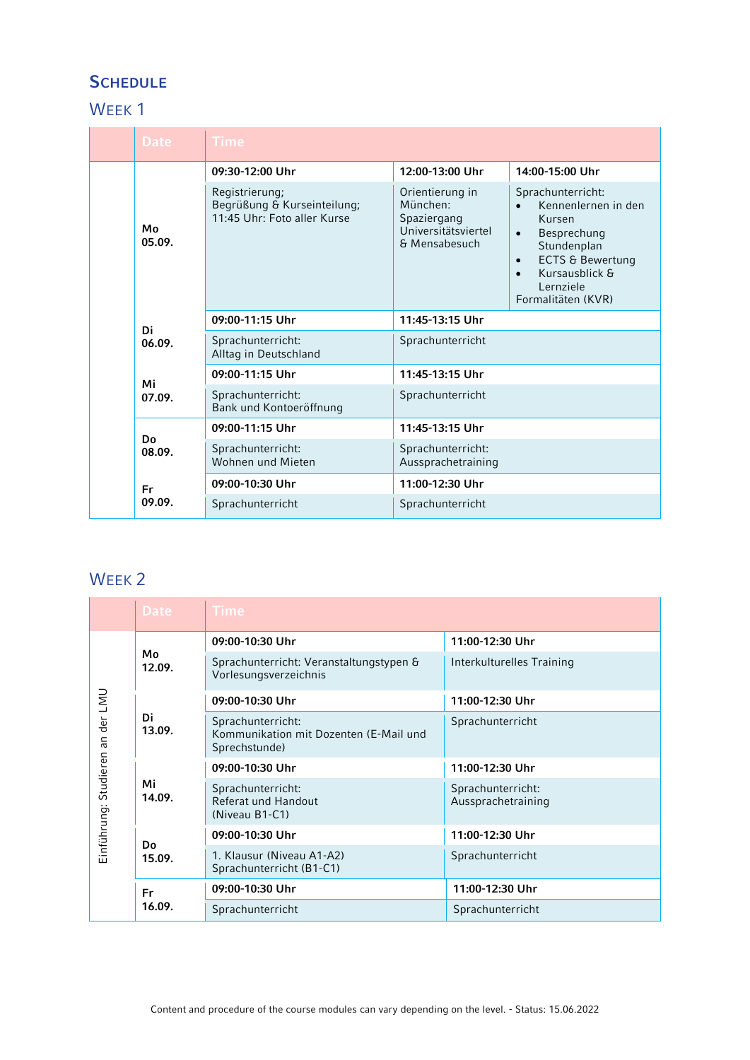## Schedule

### Week 1

| | Date | Time | | |
|---|---|---|---|---|
| | Mo 05.09. | **09:30-12:00 Uhr** | **12:00-13:00 Uhr** | **14:00-15:00 Uhr** |
| | | Registrierung; Begrüßung & Kurseinteilung; 11:45 Uhr: Foto aller Kurse | Orientierung in München: Spaziergang Universitätsviertel & Mensabesuch | Sprachunterricht: • Kennenlernen in den Kursen • Besprechung Stundenplan • ECTS & Bewertung • Kursausblick & Lernziele Formalitäten (KVR) |
| | Di 06.09. | **09:00-11:15 Uhr** | **11:45-13:15 Uhr** | |
| | | Sprachunterricht: Alltag in Deutschland | Sprachunterricht | |
| | Mi 07.09. | **09:00-11:15 Uhr** | **11:45-13:15 Uhr** | |
| | | Sprachunterricht: Bank und Kontoeröffnung | Sprachunterricht | |
| | Do 08.09. | **09:00-11:15 Uhr** | **11:45-13:15 Uhr** | |
| | | Sprachunterricht: Wohnen und Mieten | Sprachunterricht: Aussprachetraining | |
| | Fr 09.09. | **09:00-10:30 Uhr** | **11:00-12:30 Uhr** | |
| | | Sprachunterricht | Sprachunterricht | |

### Week 2

| | Date | Time | |
|---|---|---|---|
| Einführung: Studieren an der LMU | Mo 12.09. | **09:00-10:30 Uhr** | **11:00-12:30 Uhr** |
| | | Sprachunterricht: Veranstaltungstypen & Vorlesungsverzeichnis | Interkulturelles Training |
| | Di 13.09. | **09:00-10:30 Uhr** | **11:00-12:30 Uhr** |
| | | Sprachunterricht: Kommunikation mit Dozenten (E-Mail und Sprechstunde) | Sprachunterricht |
| | Mi 14.09. | **09:00-10:30 Uhr** | **11:00-12:30 Uhr** |
| | | Sprachunterricht: Referat und Handout (Niveau B1-C1) | Sprachunterricht: Aussprachetraining |
| | Do 15.09. | **09:00-10:30 Uhr** | **11:00-12:30 Uhr** |
| | | 1. Klausur (Niveau A1-A2) Sprachunterricht (B1-C1) | Sprachunterricht |
| | Fr 16.09. | **09:00-10:30 Uhr** | **11:00-12:30 Uhr** |
| | | Sprachunterricht | Sprachunterricht |

Content and procedure of the course modules can vary depending on the level. - Status: 15.06.2022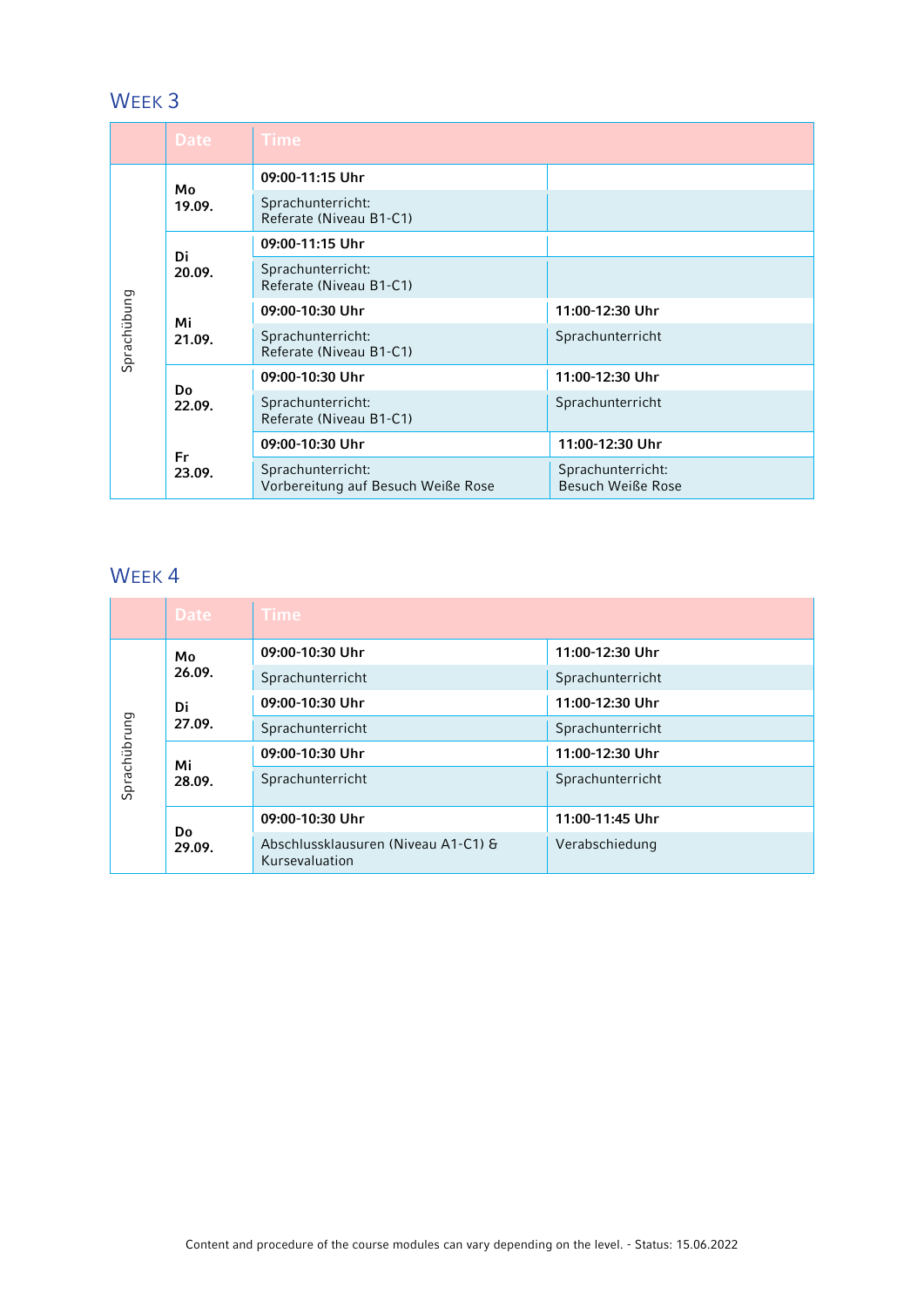## WEEK 3

| | Date | Time | |
|---|---|---|---|
| Sprachübung | Mo 19.09. | **09:00-11:15 Uhr** | |
| | | Sprachunterricht: Referate (Niveau B1-C1) | |
| | Di 20.09. | **09:00-11:15 Uhr** | |
| | | Sprachunterricht: Referate (Niveau B1-C1) | |
| | Mi 21.09. | **09:00-10:30 Uhr** | **11:00-12:30 Uhr** |
| | | Sprachunterricht: Referate (Niveau B1-C1) | Sprachunterricht |
| | Do 22.09. | **09:00-10:30 Uhr** | **11:00-12:30 Uhr** |
| | | Sprachunterricht: Referate (Niveau B1-C1) | Sprachunterricht |
| | Fr 23.09. | **09:00-10:30 Uhr** | **11:00-12:30 Uhr** |
| | | Sprachunterricht: Vorbereitung auf Besuch Weiße Rose | Sprachunterricht: Besuch Weiße Rose |

## WEEK 4

| | Date | Time | |
|---|---|---|---|
| Sprachübrung | Mo 26.09. | **09:00-10:30 Uhr** | **11:00-12:30 Uhr** |
| | | Sprachunterricht | Sprachunterricht |
| | Di 27.09. | **09:00-10:30 Uhr** | **11:00-12:30 Uhr** |
| | | Sprachunterricht | Sprachunterricht |
| | Mi 28.09. | **09:00-10:30 Uhr** | **11:00-12:30 Uhr** |
| | | Sprachunterricht | Sprachunterricht |
| | Do 29.09. | **09:00-10:30 Uhr** | **11:00-11:45 Uhr** |
| | | Abschlussklausuren (Niveau A1-C1) & Kursevaluation | Verabschiedung |

Content and procedure of the course modules can vary depending on the level. - Status: 15.06.2022